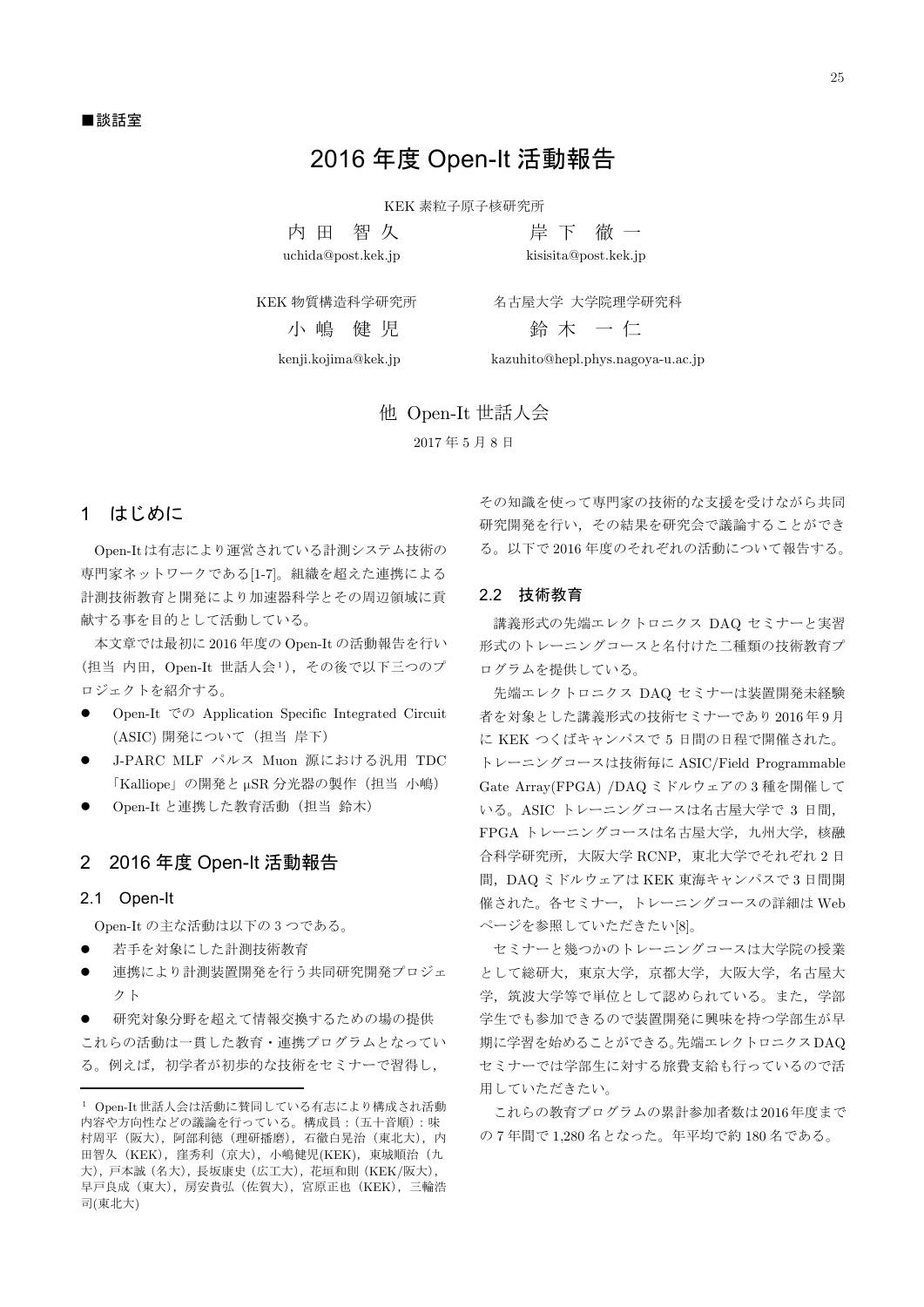■談話室

# 2016 年度 Open-It 活動報告

KEK 素粒子原子核研究所

内 田 智 久　　　　岸 下 徹 一

uchida@post.kek.jp　　　　kisisita@post.kek.jp

KEK 物質構造科学研究所　　　　名古屋大学 大学院理学研究科

小 嶋 健 児　　　　鈴 木 一 仁

kenji.kojima@kek.jp　　　　kazuhito@hepl.phys.nagoya-u.ac.jp

他 Open-It 世話人会

2017 年 5 月 8 日

## 1　はじめに

Open-It は有志により運営されている計測システム技術の専門家ネットワークである[1-7]。組織を超えた連携による計測技術教育と開発により加速器科学とその周辺領域に貢献する事を目的として活動している。

本文章では最初に 2016 年度の Open-It の活動報告を行い（担当 内田，Open-It 世話人会[1]），その後で以下三つのプロジェクトを紹介する。

- Open-It での Application Specific Integrated Circuit (ASIC) 開発について（担当 岸下）
- J-PARC MLF パルス Muon 源における汎用 TDC「Kalliope」の開発と μSR 分光器の製作（担当 小嶋）
- Open-It と連携した教育活動（担当 鈴木）

## 2　2016 年度 Open-It 活動報告

### 2.1　Open-It

Open-It の主な活動は以下の 3 つである。

- 若手を対象にした計測技術教育
- 連携により計測装置開発を行う共同研究開発プロジェクト
- 研究対象分野を超えて情報交換するための場の提供

これらの活動は一貫した教育・連携プログラムとなっている。例えば，初学者が初歩的な技術をセミナーで習得し，その知識を使って専門家の技術的な支援を受けながら共同研究開発を行い，その結果を研究会で議論することができる。以下で 2016 年度のそれぞれの活動について報告する。

### 2.2　技術教育

講義形式の先端エレクトロニクス DAQ セミナーと実習形式のトレーニングコースと名付けた二種類の技術教育プログラムを提供している。

先端エレクトロニクス DAQ セミナーは装置開発未経験者を対象とした講義形式の技術セミナーであり 2016 年 9 月に KEK つくばキャンパスで 5 日間の日程で開催された。トレーニングコースは技術毎に ASIC/Field Programmable Gate Array(FPGA) /DAQ ミドルウェアの 3 種を開催している。ASIC トレーニングコースは名古屋大学で 3 日間，FPGA トレーニングコースは名古屋大学，九州大学，核融合科学研究所，大阪大学 RCNP，東北大学でそれぞれ 2 日間，DAQ ミドルウェアは KEK 東海キャンパスで 3 日間開催された。各セミナー，トレーニングコースの詳細は Web ページを参照していただきたい[8]。

セミナーと幾つかのトレーニングコースは大学院の授業として総研大，東京大学，京都大学，大阪大学，名古屋大学，筑波大学等で単位として認められている。また，学部学生でも参加できるので装置開発に興味を持つ学部生が早期に学習を始めることができる。先端エレクトロニクス DAQ セミナーでは学部生に対する旅費支給も行っているので活用していただきたい。

これらの教育プログラムの累計参加者数は 2016 年度までの 7 年間で 1,280 名となった。年平均で約 180 名である。

---

[1] Open-It 世話人会は活動に賛同している有志により構成され活動内容や方向性などの議論を行っている。構成員：(五十音順)：味村周平（阪大），阿部利徳（理研播磨），石徹白晃治（東北大），内田智久（KEK），窪秀利（京大），小嶋健児(KEK)，東城順治（九大），戸本誠（名大），長坂康史（広工大），花垣和則（KEK/阪大），早戸良成（東大），房安貴弘（佐賀大），宮原正也（KEK），三輪浩司(東北大)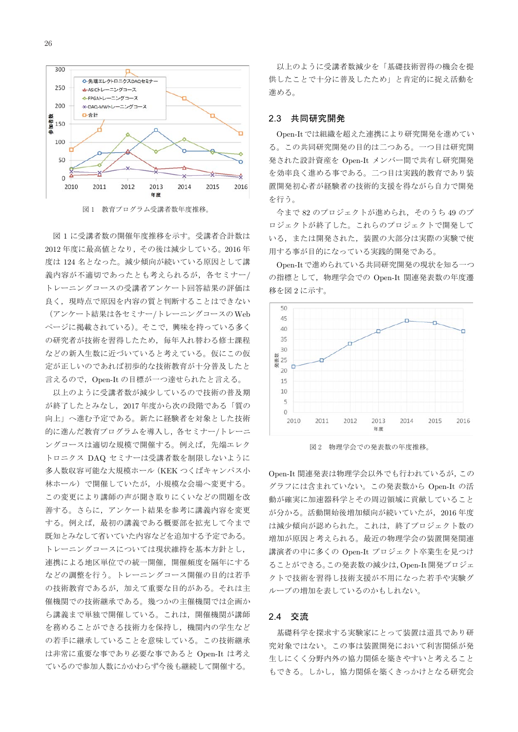図 1　教育プログラム受講者数年度推移。

図 1 に受講者数の開催年度推移を示す。受講者合計数は 2012 年度に最高値となり，その後は減少している。2016 年度は 124 名となった。減少傾向が続いている原因として講義内容が不適切であったとも考えられるが，各セミナー/トレーニングコースの受講者アンケート回答結果の評価は良く，現時点で原因を内容の質と判断することはできない（アンケート結果は各セミナー/トレーニングコースの Web ページに掲載されている）。そこで，興味を持っている多くの研究者が技術を習得したため，毎年入れ替わる修士課程などの新入生数に近づいていると考えている。仮にこの仮定が正しいのであれば初歩的な技術教育が十分普及したと言えるので，Open-It の目標が一つ達せられたと言える。

以上のように受講者数が減少しているので技術の普及期が終了したとみなし，2017 年度から次の段階である「質の向上」へ進む予定である。新たに経験者を対象とした技術的に進んだ教育プログラムを導入し，各セミナー/トレーニングコースは適切な規模で開催する。例えば，先端エレクトロニクス DAQ セミナーは受講者数を制限しないように多人数収容可能な大規模ホール（KEK つくばキャンパス小林ホール）で開催していたが，小規模な会場へ変更する。この変更により講師の声が聞き取りにくいなどの問題を改善する。さらに，アンケート結果を参考に講義内容を変更する。例えば，最初の講義である概要部を拡充して今まで既知とみなして省いていた内容などを追加する予定である。トレーニングコースについては現状維持を基本方針とし，連携による地区単位での統一開催，開催頻度を隔年にするなどの調整を行う。トレーニングコース開催の目的は若手の技術教育であるが，加えて重要な目的がある。それは主催機関での技術継承である。幾つかの主催機関では企画から講義まで単独で開催している。これは，開催機関が講師を務めることができる技術力を保持し，機関内の学生などの若手に継承していることを意味している。この技術継承は非常に重要な事であり必要な事であると Open-It は考えているので参加人数にかかわらず今後も継続して開催する。

以上のように受講者数減少を「基礎技術習得の機会を提供したことで十分に普及したため」と肯定的に捉え活動を進める。

## 2.3　共同研究開発

Open-It では組織を超えた連携により研究開発を進めている。この共同研究開発の目的は二つある。一つ目は研究開発された設計資産を Open-It メンバー間で共有し研究開発を効率良く進める事である。二つ目は実践的教育であり装置開発初心者が経験者の技術的支援を得ながら自力で開発を行う。

今まで 82 のプロジェクトが進められ，そのうち 49 のプロジェクトが終了した。これらのプロジェクトで開発している，または開発された，装置の大部分は実際の実験で使用する事が目的になっている実践的開発である。

Open-It で進められている共同研究開発の現状を知る一つの指標として，物理学会での Open-It 関連発表数の年度遷移を図 2 に示す。

図 2　物理学会での発表数の年度推移。

Open-It 関連発表は物理学会以外でも行われているが，このグラフには含まれていない。この発表数から Open-It の活動が確実に加速器科学とその周辺領域に貢献していることが分かる。活動開始後増加傾向が続いていたが，2016 年度は減少傾向が認められた。これは，終了プロジェクト数の増加が原因と考えられる。最近の物理学会の装置開発関連講演者の中に多くの Open-It プロジェクト卒業生を見つけることができる。この発表数の減少は，Open-It 開発プロジェクトで技術を習得し技術支援が不用になった若手や実験グループの増加を表しているのかもしれない。

## 2.4　交流

基礎科学を探求する実験家にとって装置は道具であり研究対象ではない。この事は装置開発において利害関係が発生しにくく分野内外の協力関係を築きやすいと考えることもできる。しかし，協力関係を築くきっかけとなる研究会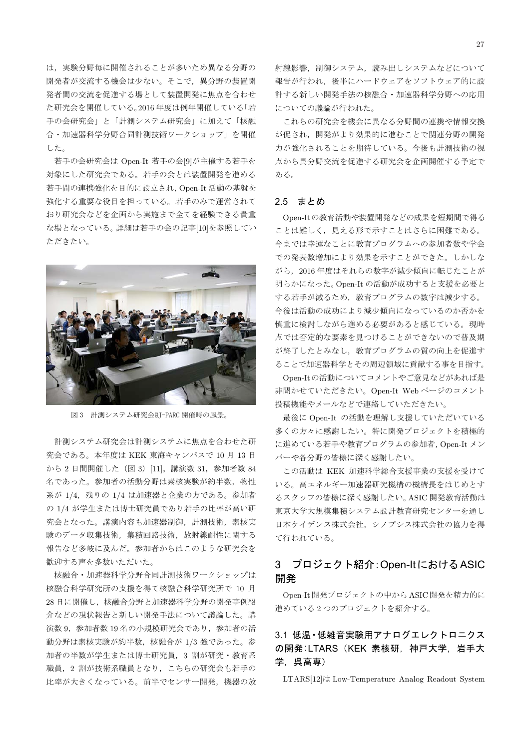は，実験分野毎に開催されることが多いため異なる分野の開発者が交流する機会は少ない。そこで，異分野の装置開発者間の交流を促進する場として装置開発に焦点を合わせた研究会を開催している。2016 年度は例年開催している「若手の会研究会」と「計測システム研究会」に加えて「核融合・加速器科学分野合同計測技術ワークショップ」を開催した。

若手の会研究会は Open-It 若手の会[9]が主催する若手を対象にした研究会である。若手の会とは装置開発を進める若手間の連携強化を目的に設立され，Open-It 活動の基盤を強化する重要な役目を担っている。若手のみで運営されており研究会などを企画から実施まで全てを経験できる貴重な場となっている。詳細は若手の会の記事[10]を参照していただきたい。

図 3　計測システム研究会@J-PARC 開催時の風景。

計測システム研究会は計測システムに焦点を合わせた研究会である。本年度は KEK 東海キャンパスで 10 月 13 日から 2 日間開催した（図 3）[11]。講演数 31，参加者数 84 名であった。参加者の活動分野は素核実験が約半数，物性系が 1/4，残りの 1/4 は加速器と企業の方である。参加者の 1/4 が学生または博士研究員であり若手の比率が高い研究会となった。講演内容も加速器制御，計測技術，素核実験のデータ収集技術，集積回路技術，放射線耐性に関する報告など多岐に及んだ。参加者からはこのような研究会を歓迎する声を多数いただいた。

核融合・加速器科学分野合同計測技術ワークショップは核融合科学研究所の支援を得て核融合科学研究所で 10 月 28 日に開催し，核融合分野と加速器科学分野の開発事例紹介などの現状報告と新しい開発手法について議論した。講演数 9，参加者数 19 名の小規模研究会であり，参加者の活動分野は素核実験が約半数，核融合が 1/3 強であった。参加者の半数が学生または博士研究員，3 割が研究・教育系職員，2 割が技術系職員となり，こちらの研究会も若手の比率が大きくなっている。前半でセンサー開発，機器の放射線影響，制御システム，読み出しシステムなどについて報告が行われ，後半にハードウェアをソフトウェア的に設計する新しい開発手法の核融合・加速器科学分野への応用についての議論が行われた。

これらの研究会を機会に異なる分野間の連携や情報交換が促され，開発がより効果的に進むことで関連分野の開発力が強化されることを期待している。今後も計測技術の視点から異分野交流を促進する研究会を企画開催する予定である。

### 2.5　まとめ

Open-It の教育活動や装置開発などの成果を短期間で得ることは難しく，見える形で示すことはさらに困難である。今までは幸運なことに教育プログラムへの参加者数や学会での発表数増加により効果を示すことができた。しかしながら，2016 年度はそれらの数字が減少傾向に転じたことが明らかになった。Open-It の活動が成功すると支援を必要とする若手が減るため，教育プログラムの数字は減少する。今後は活動の成功により減少傾向になっているのか否かを慎重に検討しながら進める必要があると感じている。現時点では否定的な要素を見つけることができないので普及期が終了したとみなし，教育プログラムの質の向上を促進することで加速器科学とその周辺領域に貢献する事を目指す。

Open-It の活動についてコメントやご意見などがあれば是非聞かせていただきたい。Open-It Web ページのコメント投稿機能やメールなどで連絡していただきたい。

最後に Open-It の活動を理解し支援していただいている多くの方々に感謝したい。特に開発プロジェクトを積極的に進めている若手や教育プログラムの参加者，Open-It メンバーや各分野の皆様に深く感謝したい。

この活動は KEK 加速科学総合支援事業の支援を受けている。高エネルギー加速器研究機構の機構長をはじめとするスタッフの皆様に深く感謝したい。ASIC 開発教育活動は東京大学大規模集積システム設計教育研究センターを通し日本ケイデンス株式会社，シノプシス株式会社の協力を得て行われている。

## 3　プロジェクト紹介：Open-It における ASIC 開発

Open-It 開発プロジェクトの中から ASIC 開発を精力的に進めている 2 つのプロジェクトを紹介する。

### 3.1 低温・低雑音実験用アナログエレクトロニクスの開発：LTARS（KEK 素核研，神戸大学，岩手大学，呉高専）

LTARS[12]は Low-Temperature Analog Readout System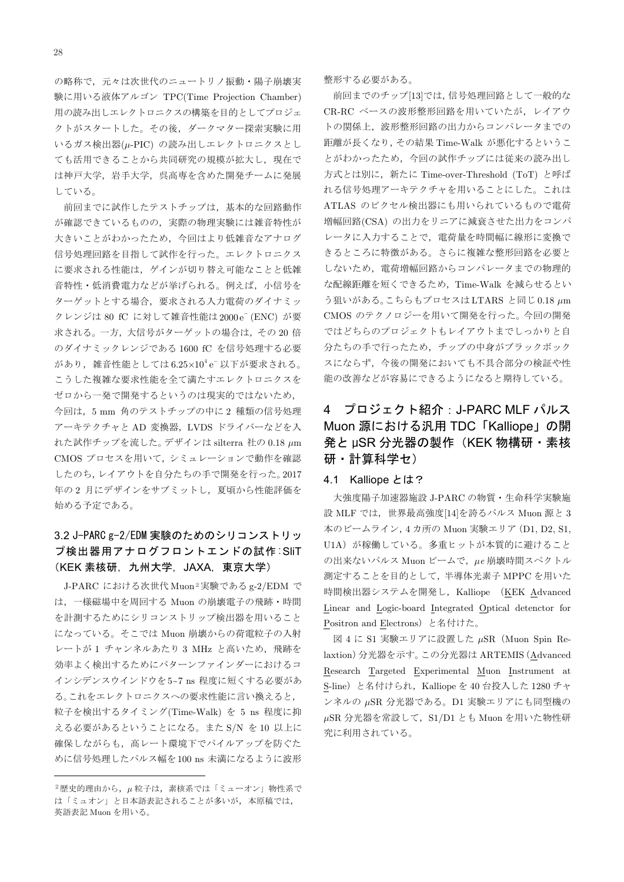の略称で，元々は次世代のニュートリノ振動・陽子崩壊実験に用いる液体アルゴン TPC(Time Projection Chamber) 用の読み出しエレクトロニクスの構築を目的としてプロジェクトがスタートした。その後，ダークマター探索実験に用いるガス検出器($\mu$-PIC) の読み出しエレクトロニクスとしても活用できることから共同研究の規模が拡大し，現在では神戸大学，岩手大学，呉高専を含めた開発チームに発展している。

前回までに試作したテストチップは，基本的な回路動作が確認できているものの，実際の物理実験には雑音特性が大きいことがわかったため，今回はより低雑音なアナログ信号処理回路を目指して試作を行った。エレクトロニクスに要求される性能は，ゲインが切り替え可能なことと低雑音特性・低消費電力などが挙げられる。例えば，小信号をターゲットとする場合，要求される入力電荷のダイナミックレンジは 80 fC に対して雑音性能は $2000\mathrm{e}^-$ (ENC) が要求される。一方，大信号がターゲットの場合は，その 20 倍のダイナミックレンジである 1600 fC を信号処理する必要があり，雑音性能としては $6.25\times10^4\mathrm{e}^-$ 以下が要求される。こうした複雑な要求性能を全て満たすエレクトロニクスをゼロから一発で開発するというのは現実的ではないため，今回は，5 mm 角のテストチップの中に 2 種類の信号処理アーキテクチャと AD 変換器，LVDS ドライバーなどを入れた試作チップを流した。デザインは silterra 社の 0.18 $\mu$m CMOS プロセスを用いて，シミュレーションで動作を確認したのち，レイアウトを自分たちの手で開発を行った。2017 年の 2 月にデザインをサブミットし，夏頃から性能評価を始める予定である。

### 3.2 J-PARC g-2/EDM 実験のためのシリコンストリップ検出器用アナログフロントエンドの試作：SliT（KEK 素核研，九州大学，JAXA，東京大学）

J-PARC における次世代 Muon[2]実験である g-2/EDM では，一様磁場中を周回する Muon の崩壊電子の飛跡・時間を計測するためにシリコンストリップ検出器を用いることになっている。そこでは Muon 崩壊からの荷電粒子の入射レートが 1 チャンネルあたり 3 MHz と高いため，飛跡を効率よく検出するためにパターンファインダーにおけるコインシデンスウインドウを5~7 ns 程度に短くする必要がある。これをエレクトロニクスへの要求性能に言い換えると，粒子を検出するタイミング(Time-Walk) を 5 ns 程度に抑える必要があるということになる。また S/N を 10 以上に確保しながらも，高レート環境下でパイルアップを防ぐために信号処理したパルス幅を100 ns 未満になるように波形整形する必要がある。

前回までのチップ[13]では，信号処理回路として一般的な CR-RC ベースの波形整形回路を用いていたが，レイアウトの関係上，波形整形回路の出力からコンパレータまでの距離が長くなり，その結果 Time-Walk が悪化するということがわかったため，今回の試作チップには従来の読み出し方式とは別に，新たに Time-over-Threshold (ToT) と呼ばれる信号処理アーキテクチャを用いることにした。これは ATLAS のピクセル検出器にも用いられているもので電荷増幅回路(CSA) の出力をリニアに減衰させた出力をコンパレータに入力することで，電荷量を時間幅に線形に変換できるところに特徴がある。さらに複雑な整形回路を必要としないため，電荷増幅回路からコンパレータまでの物理的な配線距離を短くできるため，Time-Walk を減らせるという狙いがある。こちらもプロセスは LTARS と同じ 0.18 $\mu$m CMOS のテクノロジーを用いて開発を行った。今回の開発ではどちらのプロジェクトもレイアウトまでしっかりと自分たちの手で行ったため，チップの中身がブラックボックスにならず，今後の開発においても不具合部分の検証や性能の改善などが容易にできるようになると期待している。

## 4 プロジェクト紹介：J-PARC MLF パルス Muon 源における汎用 TDC「Kalliope」の開発と μSR 分光器の製作（KEK 物構研・素核研・計算科学セ）

### 4.1 Kalliope とは？

大強度陽子加速器施設 J-PARC の物質・生命科学実験施設 MLF では，世界最高強度[14]を誇るパルス Muon 源と 3 本のビームライン，4 カ所の Muon 実験エリア（D1, D2, S1, U1A）が稼働している。多重ヒットが本質的に避けることの出来ないパルス Muon ビームで，$\mu e$ 崩壊時間スペクトル測定することを目的として，半導体光素子 MPPC を用いた時間検出器システムを開発し，Kalliope （KEK Advanced Linear and Logic-board Integrated Optical detenctor for Positron and Electrons）と名付けた。

図 4 に S1 実験エリアに設置した $\mu$SR（Muon Spin Relaxtion）分光器を示す。この分光器は ARTEMIS (Advanced Research Targeted Experimental Muon Instrument at S-line）と名付けられ，Kalliope を 40 台投入した 1280 チャンネルの $\mu$SR 分光器である。D1 実験エリアにも同型機の $\mu$SR 分光器を常設して，S1/D1 とも Muon を用いた物性研究に利用されている。

---

[2]歴史的理由から，$\mu$ 粒子は，素核系では「ミューオン」物性系では「ミュオン」と日本語表記されることが多いが，本原稿では，英語表記 Muon を用いる。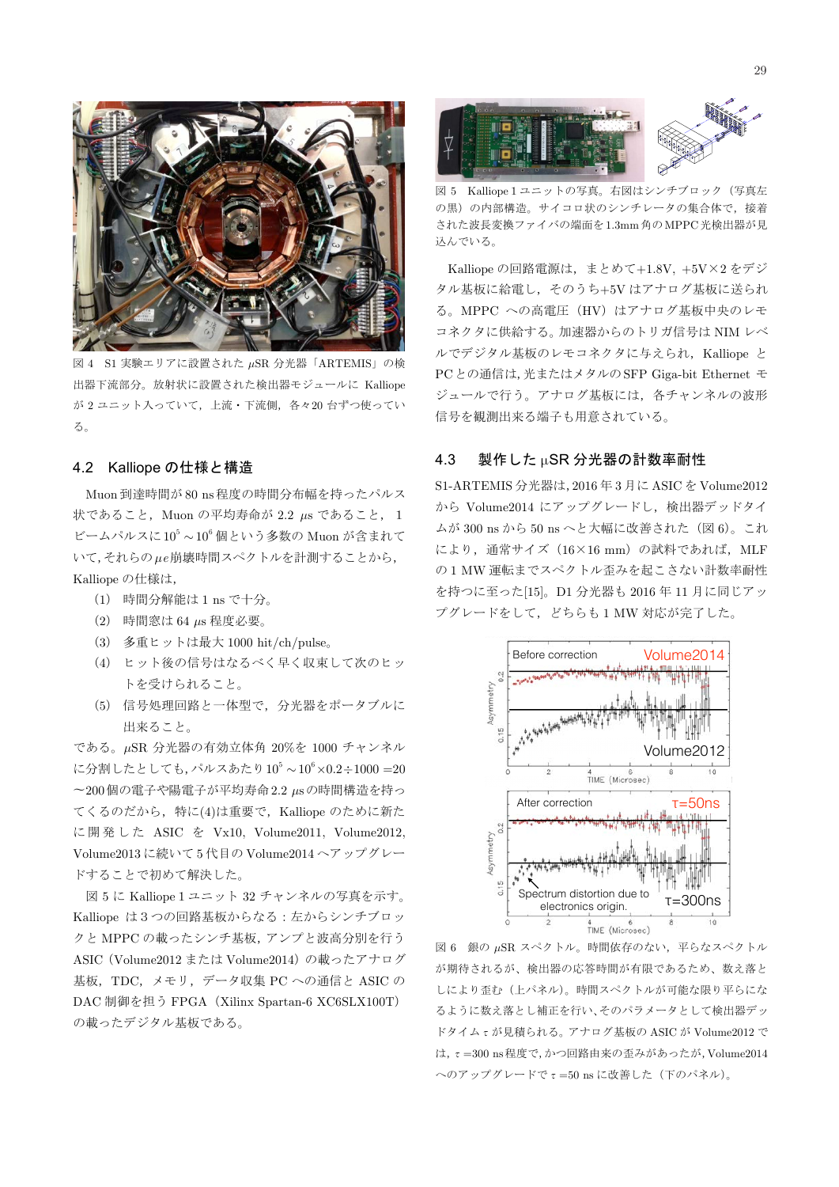図 4　S1 実験エリアに設置された $\mu$SR 分光器「ARTEMIS」の検出器下流部分。放射状に設置された検出器モジュールに Kalliope が 2 ユニット入っていて，上流・下流側，各々20 台ずつ使っている。

## 4.2　Kalliope の仕様と構造

Muon 到達時間が 80 ns 程度の時間分布幅を持ったパルス状であること，Muon の平均寿命が 2.2 $\mu$s であること，1 ビームパルスに $10^5$～$10^6$ 個という多数の Muon が含まれていて，それらの $\mu e$ 崩壊時間スペクトルを計測することから，Kalliope の仕様は，

（1）時間分解能は 1 ns で十分。

（2）時間窓は 64 $\mu$s 程度必要。

（3）多重ヒットは最大 1000 hit/ch/pulse。

（4）ヒット後の信号はなるべく早く収束して次のヒットを受けられること。

（5）信号処理回路と一体型で，分光器をポータブルに出来ること。

である。$\mu$SR 分光器の有効立体角 20%を 1000 チャンネルに分割したとしても，パルスあたり $10^5$～$10^6\times0.2\div1000$ =20～200 個の電子や陽電子が平均寿命 2.2 $\mu$s の時間構造を持ってくるのだから，特に(4)は重要で，Kalliope のために新たに開発した ASIC を Vx10，Volume2011，Volume2012，Volume2013 に続いて 5 代目の Volume2014 へアップグレードすることで初めて解決した。

図 5 に Kalliope 1 ユニット 32 チャンネルの写真を示す。Kalliope は 3 つの回路基板からなる：左からシンチブロックと MPPC の載ったシンチ基板，アンプと波高分別を行う ASIC（Volume2012 または Volume2014）の載ったアナログ基板，TDC，メモリ，データ収集 PC への通信と ASIC の DAC 制御を担う FPGA（Xilinx Spartan-6 XC6SLX100T）の載ったデジタル基板である。

図 5　Kalliope 1 ユニットの写真。右図はシンチブロック（写真左の黒）の内部構造。サイコロ状のシンチレータの集合体で，接着された波長変換ファイバの端面を 1.3mm 角の MPPC 光検出器が見込んでいる。

Kalliope の回路電源は，まとめて+1.8V，+5V×2 をデジタル基板に給電し，そのうち+5V はアナログ基板に送られる。MPPC への高電圧（HV）はアナログ基板中央のレモコネクタに供給する。加速器からのトリガ信号は NIM レベルでデジタル基板のレモコネクタに与えられ，Kalliope と PC との通信は，光またはメタルの SFP Giga-bit Ethernet モジュールで行う。アナログ基板には，各チャンネルの波形信号を観測出来る端子も用意されている。

## 4.3　製作した μSR 分光器の計数率耐性

S1-ARTEMIS 分光器は，2016 年 3 月に ASIC を Volume2012 から Volume2014 にアップグレードし，検出器デッドタイムが 300 ns から 50 ns へと大幅に改善された（図 6）。これにより，通常サイズ（16×16 mm）の試料であれば，MLF の 1 MW 運転までスペクトル歪みを起こさない計数率耐性を持つに至った[15]。D1 分光器も 2016 年 11 月に同じアップグレードをして，どちらも 1 MW 対応が完了した。

図 6　銀の $\mu$SR スペクトル。時間依存のない，平らなスペクトルが期待されるが，検出器の応答時間が有限であるため，数え落としにより歪む（上パネル）。時間スペクトルが可能な限り平らになるように数え落とし補正を行い，そのパラメータとして検出器デッドタイム $\tau$ が見積られる。アナログ基板の ASIC が Volume2012 では，$\tau$ =300 ns 程度で，かつ回路由来の歪みがあったが，Volume2014 へのアップグレードで $\tau$ =50 ns に改善した（下のパネル）。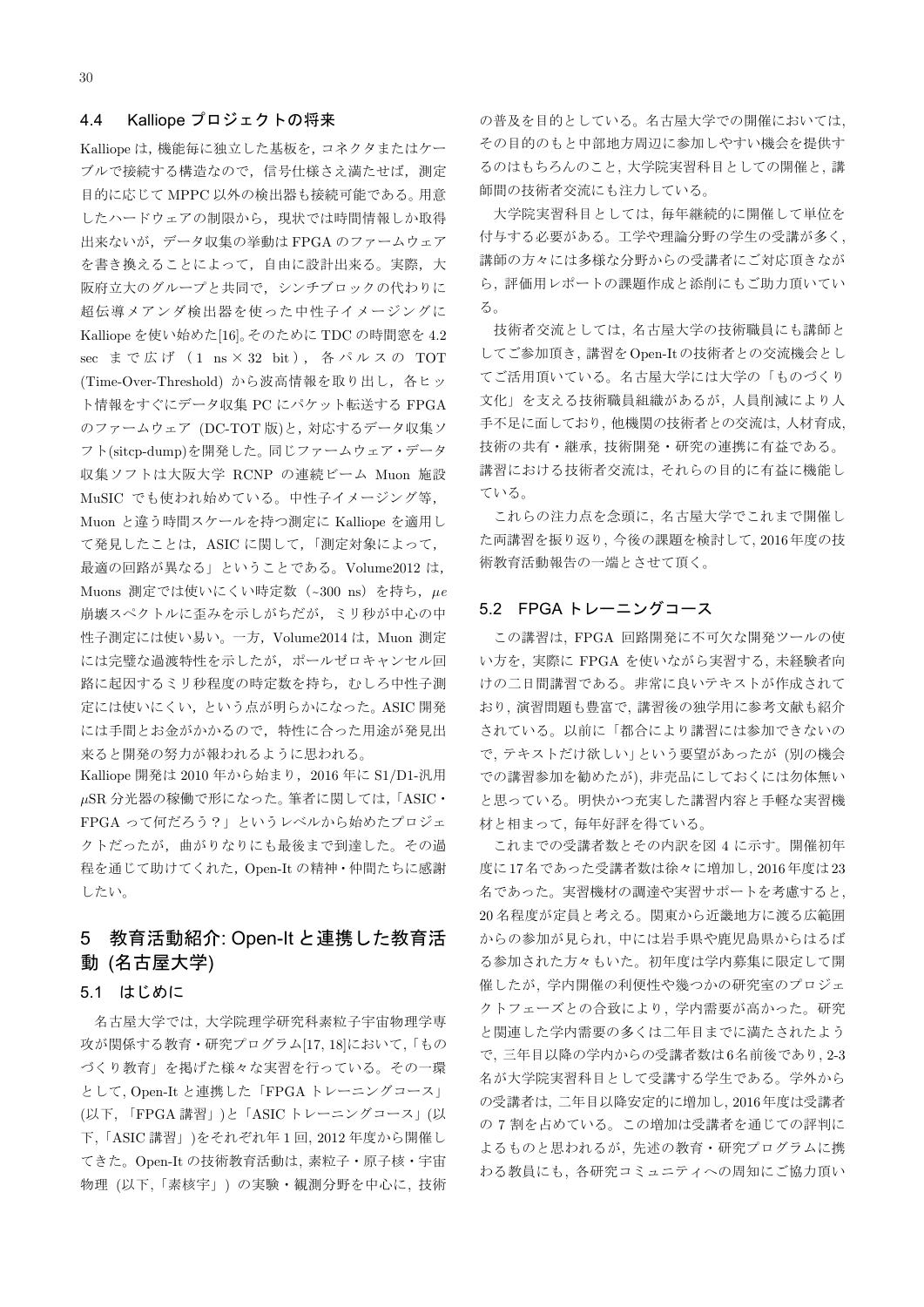### 4.4 Kalliope プロジェクトの将来

Kalliope は，機能毎に独立した基板を，コネクタまたはケーブルで接続する構造なので，信号仕様さえ満たせば，測定目的に応じて MPPC 以外の検出器も接続可能である。用意したハードウェアの制限から，現状では時間情報しか取得出来ないが，データ収集の挙動は FPGA のファームウェアを書き換えることによって，自由に設計出来る。実際，大阪府立大のグループと共同で，シンチブロックの代わりに超伝導メアンダ検出器を使った中性子イメージングに Kalliope を使い始めた[16]。そのために TDC の時間窓を 4.2 sec まで広げ（1 ns × 32 bit），各パルスの TOT (Time-Over-Threshold) から波高情報を取り出し，各ヒット情報をすぐにデータ収集 PC にパケット転送する FPGA のファームウェア (DC-TOT 版)と，対応するデータ収集ソフト(sitcp-dump)を開発した。同じファームウェア・データ収集ソフトは大阪大学 RCNP の連続ビーム Muon 施設 MuSIC でも使われ始めている。中性子イメージング等，Muon と違う時間スケールを持つ測定に Kalliope を適用して発見したことは，ASIC に関して，「測定対象によって，最適の回路が異なる」ということである。Volume2012 は，Muons 測定では使いにくい時定数（~300 ns）を持ち，$\mu e$ 崩壊スペクトルに歪みを示しがちだが，ミリ秒が中心の中性子測定には使い易い。一方，Volume2014 は，Muon 測定には完璧な過渡特性を示したが，ポールゼロキャンセル回路に起因するミリ秒程度の時定数を持ち，むしろ中性子測定には使いにくい，という点が明らかになった。ASIC 開発には手間とお金がかかるので，特性に合った用途が発見出来ると開発の努力が報われるように思われる。

Kalliope 開発は 2010 年から始まり，2016 年に S1/D1-汎用 $\mu$SR 分光器の稼働で形になった。筆者に関しては，「ASIC・FPGA って何だろう？」というレベルから始めたプロジェクトだったが，曲がりなりにも最後まで到達した。その過程を通じて助けてくれた，Open-It の精神・仲間たちに感謝したい。

## 5 教育活動紹介: Open-It と連携した教育活動 (名古屋大学)

### 5.1 はじめに

名古屋大学では, 大学院理学研究科素粒子宇宙物理学専攻が関係する教育・研究プログラム[17, 18]において,「ものづくり教育」を掲げた様々な実習を行っている。その一環として, Open-It と連携した「FPGA トレーニングコース」(以下, 「FPGA 講習」)と「ASIC トレーニングコース」(以下,「ASIC 講習」)をそれぞれ年 1 回, 2012 年度から開催してきた。Open-It の技術教育活動は, 素粒子・原子核・宇宙物理 (以下,「素核宇」) の実験・観測分野を中心に, 技術の普及を目的としている。名古屋大学での開催においては, その目的のもと中部地方周辺に参加しやすい機会を提供するのはもちろんのこと, 大学院実習科目としての開催と, 講師間の技術者交流にも注力している。

大学院実習科目としては, 毎年継続的に開催して単位を付与する必要がある。工学や理論分野の学生の受講が多く, 講師の方々には多様な分野からの受講者にご対応頂きながら, 評価用レポートの課題作成と添削にもご助力頂いている。

技術者交流としては, 名古屋大学の技術職員にも講師としてご参加頂き, 講習を Open-It の技術者との交流機会としてご活用頂いている。名古屋大学には大学の「ものづくり文化」を支える技術職員組織があるが, 人員削減により人手不足に面しており, 他機関の技術者との交流は, 人材育成, 技術の共有・継承, 技術開発・研究の連携に有益である。講習における技術者交流は, それらの目的に有益に機能している。

これらの注力点を念頭に, 名古屋大学でこれまで開催した両講習を振り返り, 今後の課題を検討して, 2016 年度の技術教育活動報告の一端とさせて頂く。

### 5.2 FPGA トレーニングコース

この講習は, FPGA 回路開発に不可欠な開発ツールの使い方を, 実際に FPGA を使いながら実習する, 未経験者向けの二日間講習である。非常に良いテキストが作成されており, 演習問題も豊富で, 講習後の独学用に参考文献も紹介されている。以前に「都合により講習には参加できないので, テキストだけ欲しい」という要望があったが (別の機会での講習参加を勧めたが), 非売品にしておくには勿体無いと思っている。明快かつ充実した講習内容と手軽な実習機材と相まって, 毎年好評を得ている。

これまでの受講者数とその内訳を図 4 に示す。開催初年度に 17 名であった受講者数は徐々に増加し, 2016 年度は 23 名であった。実習機材の調達や実習サポートを考慮すると, 20 名程度が定員と考える。関東から近畿地方に渡る広範囲からの参加が見られ, 中には岩手県や鹿児島県からはるばる参加された方々もいた。初年度は学内募集に限定して開催したが, 学内開催の利便性や幾つかの研究室のプロジェクトフェーズとの合致により, 学内需要が高かった。研究と関連した学内需要の多くは二年目までに満たされたようで, 三年目以降の学内からの受講者数は 6 名前後であり, 2-3 名が大学院実習科目として受講する学生である。学外からの受講者は, 二年目以降安定的に増加し, 2016 年度は受講者の 7 割を占めている。この増加は受講者を通じての評判によるものと思われるが, 先述の教育・研究プログラムに携わる教員にも, 各研究コミュニティへの周知にご協力頂い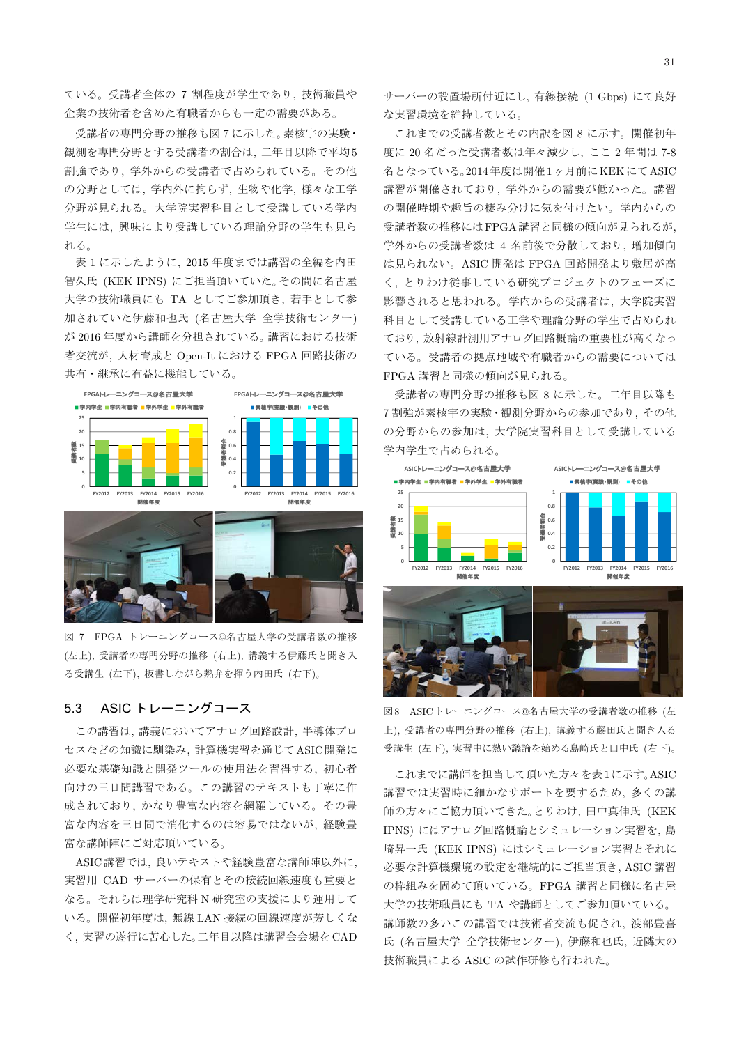ている。受講者全体の 7 割程度が学生であり，技術職員や企業の技術者を含めた有職者からも一定の需要がある。

受講者の専門分野の推移も図 7 に示した。素核宇の実験・観測を専門分野とする受講者の割合は，二年目以降で平均5割強であり，学外からの受講者で占められている。その他の分野としては，学内外に拘らず，生物や化学，様々な工学分野が見られる。大学院実習科目として受講している学内学生には，興味により受講している理論分野の学生も見られる。

表 1 に示したように，2015 年度までは講習の全編を内田智久氏 (KEK IPNS) にご担当頂いていた。その間に名古屋大学の技術職員にも TA としてご参加頂き，若手として参加されていた伊藤和也氏 (名古屋大学 全学技術センター) が 2016 年度から講師を分担されている。講習における技術者交流が，人材育成と Open-It における FPGA 回路技術の共有・継承に有益に機能している。

図 7 FPGA トレーニングコース@名古屋大学の受講者数の推移 (左上)，受講者の専門分野の推移 (右上)，講義する伊藤氏と聞き入る受講生 (左下)，板書しながら熱弁を揮う内田氏 (右下)。

### 5.3 ASIC トレーニングコース

この講習は，講義においてアナログ回路設計，半導体プロセスなどの知識に馴染み，計算機実習を通じてASIC開発に必要な基礎知識と開発ツールの使用法を習得する，初心者向けの三日間講習である。この講習のテキストも丁寧に作成されており，かなり豊富な内容を網羅している。その豊富な内容を三日間で消化するのは容易ではないが，経験豊富な講師陣にご対応頂いている。

ASIC講習では，良いテキストや経験豊富な講師陣以外に，実習用 CAD サーバーの保有とその接続回線速度も重要となる。それらは理学研究科 N 研究室の支援により運用している。開催初年度は，無線 LAN 接続の回線速度が芳しくなく，実習の遂行に苦心した。二年目以降は講習会会場をCADサーバーの設置場所付近にし，有線接続 (1 Gbps) にて良好な実習環境を維持している。

これまでの受講者数とその内訳を図 8 に示す。開催初年度に 20 名だった受講者数は年々減少し，ここ 2 年間は 7-8 名となっている。2014 年度は開催1ヶ月前にKEKにてASIC講習が開催されており，学外からの需要が低かった。講習の開催時期や趣旨の棲み分けに気を付けたい。学内からの受講者数の推移にはFPGA講習と同様の傾向が見られるが，学外からの受講者数は 4 名前後で分散しており，増加傾向は見られない。ASIC 開発は FPGA 回路開発より敷居が高く，とりわけ従事している研究プロジェクトのフェーズに影響されると思われる。学内からの受講者は，大学院実習科目として受講している工学や理論分野の学生で占められており，放射線計測用アナログ回路概論の重要性が高くなっている。受講者の拠点地域や有職者からの需要については FPGA 講習と同様の傾向が見られる。

受講者の専門分野の推移も図 8 に示した。二年目以降も 7 割強が素核宇の実験・観測分野からの参加であり，その他の分野からの参加は，大学院実習科目として受講している学内学生で占められる。

図8 ASIC トレーニングコース@名古屋大学の受講者数の推移 (左上)，受講者の専門分野の推移 (右上)，講義する藤田氏と聞き入る受講生 (左下)，実習中に熱い議論を始める島崎氏と田中氏 (右下)。

これまでに講師を担当して頂いた方々を表1に示す。ASIC講習では実習時に細かなサポートを要するため，多くの講師の方々にご協力頂いてきた。とりわけ，田中真伸氏 (KEK IPNS) にはアナログ回路概論とシミュレーション実習を，島崎昇一氏 (KEK IPNS) にはシミュレーション実習とそれに必要な計算機環境の設定を継続的にご担当頂き，ASIC 講習の枠組みを固めて頂いている。FPGA 講習と同様に名古屋大学の技術職員にも TA や講師としてご参加頂いている。講師数の多いこの講習では技術者交流も促され，渡部豊喜氏 (名古屋大学 全学技術センター)，伊藤和也氏，近隣大の技術職員による ASIC の試作研修も行われた。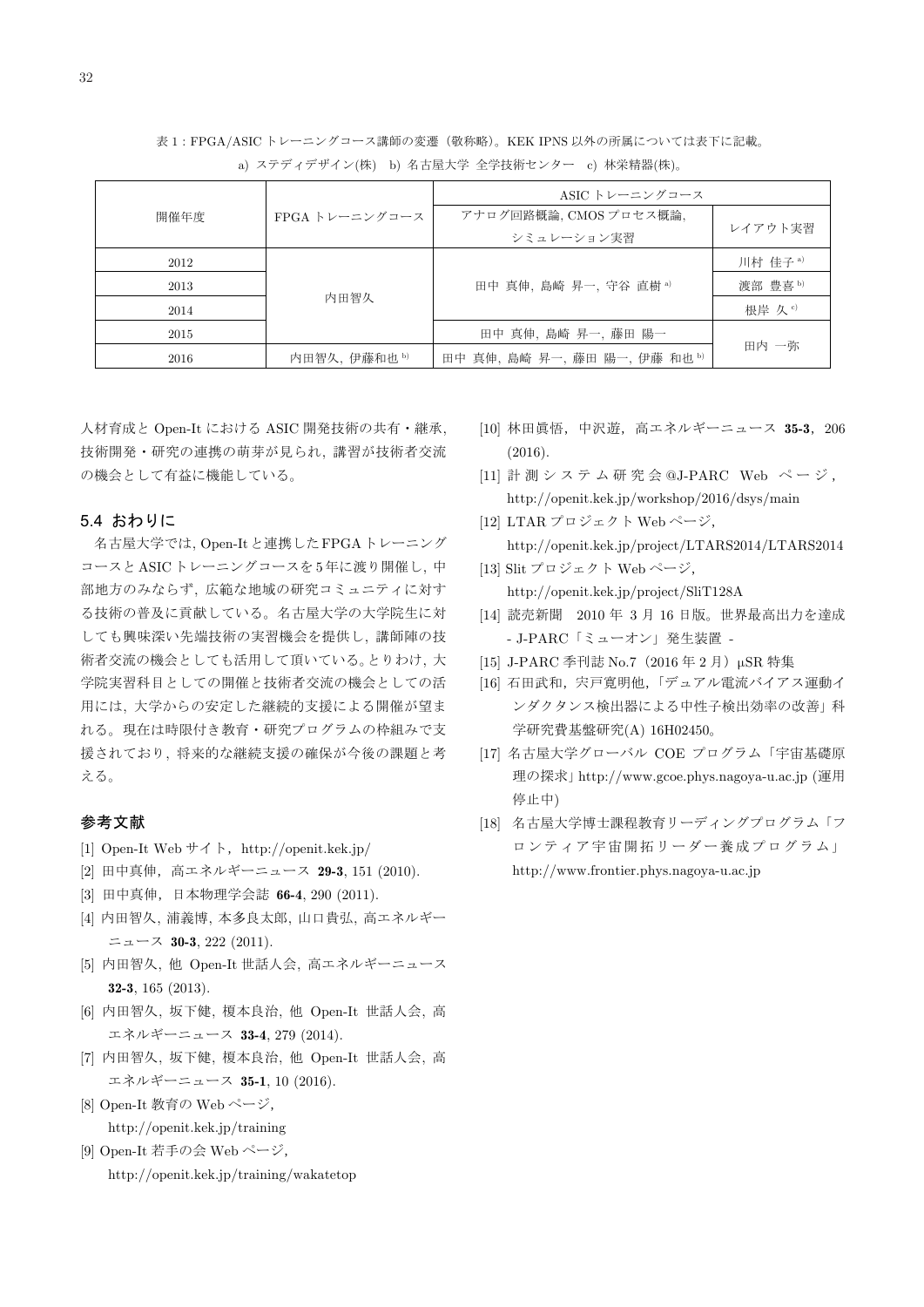表1：FPGA/ASIC トレーニングコース講師の変遷（敬称略）。KEK IPNS 以外の所属については表下に記載。
a) ステディデザイン(株)　b) 名古屋大学 全学技術センター　c) 林栄精器(株)。

| 開催年度 | FPGA トレーニングコース | ASIC トレーニングコース | |
|---|---|---|---|
| | | アナログ回路概論, CMOS プロセス概論, シミュレーション実習 | レイアウト実習 |
| 2012 | 内田智久 | 田中 真伸, 島崎 昇一, 守谷 直樹 [a] | 川村 佳子 [a] |
| 2013 | 内田智久 | 田中 真伸, 島崎 昇一, 守谷 直樹 [a] | 渡部 豊喜 [b] |
| 2014 | 内田智久 | 田中 真伸, 島崎 昇一, 守谷 直樹 [a] | 根岸 久 [c] |
| 2015 | 内田智久 | 田中 真伸, 島崎 昇一, 藤田 陽一 | 田内 一弥 |
| 2016 | 内田智久, 伊藤和也 [b] | 田中 真伸, 島崎 昇一, 藤田 陽一, 伊藤 和也 [b] | 田内 一弥 |

人材育成と Open-It における ASIC 開発技術の共有・継承，技術開発・研究の連携の萌芽が見られ，講習が技術者交流の機会として有益に機能している。

### 5.4 おわりに

名古屋大学では，Open-It と連携した FPGA トレーニングコースと ASIC トレーニングコースを 5 年に渡り開催し，中部地方のみならず，広範な地域の研究コミュニティに対する技術の普及に貢献している。名古屋大学の大学院生に対しても興味深い先端技術の実習機会を提供し，講師陣の技術者交流の機会としても活用して頂いている。とりわけ，大学院実習科目としての開催と技術者交流の機会としての活用には，大学からの安定した継続的支援による開催が望まれる。現在は時限付き教育・研究プログラムの枠組みで支援されており，将来的な継続支援の確保が今後の課題と考える。

## 参考文献

[1] Open-It Web サイト，http://openit.kek.jp/
[2] 田中真伸，高エネルギーニュース **29-3**, 151 (2010).
[3] 田中真伸，日本物理学会誌 **66-4**, 290 (2011).
[4] 内田智久, 浦義博, 本多良太郎, 山口貴弘, 高エネルギーニュース **30-3**, 222 (2011).
[5] 内田智久, 他 Open-It 世話人会, 高エネルギーニュース **32-3**, 165 (2013).
[6] 内田智久, 坂下健, 榎本良治, 他 Open-It 世話人会, 高エネルギーニュース **33-4**, 279 (2014).
[7] 内田智久, 坂下健, 榎本良治, 他 Open-It 世話人会, 高エネルギーニュース **35-1**, 10 (2016).
[8] Open-It 教育の Web ページ, http://openit.kek.jp/training
[9] Open-It 若手の会 Web ページ, http://openit.kek.jp/training/wakatetop
[10] 林田眞悟，中沢遊，高エネルギーニュース **35-3**，206 (2016).
[11] 計測システム研究会@J-PARC Web ページ, http://openit.kek.jp/workshop/2016/dsys/main
[12] LTAR プロジェクト Web ページ, http://openit.kek.jp/project/LTARS2014/LTARS2014
[13] Slit プロジェクト Web ページ, http://openit.kek.jp/project/SliT128A
[14] 読売新聞　2010 年 3 月 16 日版。世界最高出力を達成 - J-PARC「ミューオン」発生装置 -
[15] J-PARC 季刊誌 No.7（2016 年 2 月）μSR 特集
[16] 石田武和，宍戸寛明他，「デュアル電流バイアス運動インダクタンス検出器による中性子検出効率の改善」科学研究費基盤研究(A) 16H02450。
[17] 名古屋大学グローバル COE プログラム「宇宙基礎原理の探求」http://www.gcoe.phys.nagoya-u.ac.jp (運用停止中)
[18] 名古屋大学博士課程教育リーディングプログラム「フロンティア宇宙開拓リーダー養成プログラム」http://www.frontier.phys.nagoya-u.ac.jp